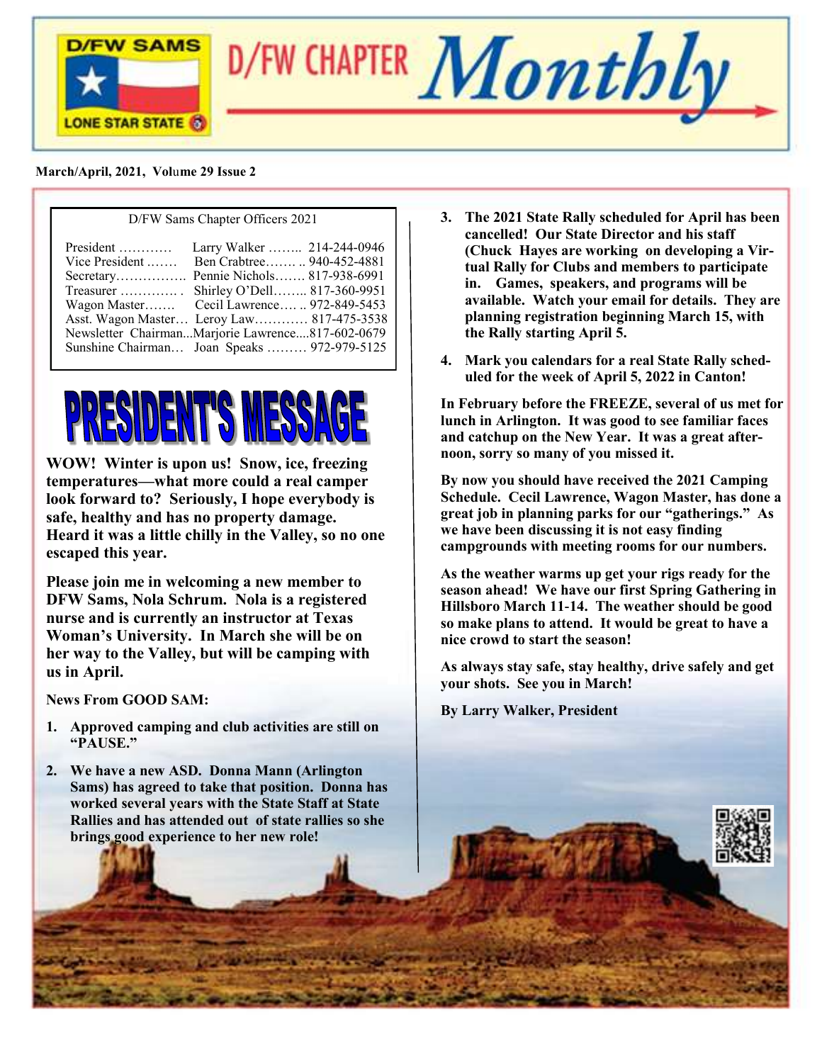# D/FW CHAPTER *Monthly*

D/FW SAMS — LONE STAR STATE

**March/April, 2021, Volume 29 Issue 2**

D/FW Sams Chapter Officers 2021

| Position | Name | Phone |
|---|---|---|
| President | Larry Walker | 214-244-0946 |
| Vice President | Ben Crabtree | 940-452-4881 |
| Secretary | Pennie Nichols | 817-938-6991 |
| Treasurer | Shirley O'Dell | 817-360-9951 |
| Wagon Master | Cecil Lawrence | 972-849-5453 |
| Asst. Wagon Master | Leroy Law | 817-475-3538 |
| Newsletter Chairman | Marjorie Lawrence | 817-602-0679 |
| Sunshine Chairman | Joan Speaks | 972-979-5125 |

## PRESIDENT'S MESSAGE

**WOW! Winter is upon us! Snow, ice, freezing temperatures—what more could a real camper look forward to? Seriously, I hope everybody is safe, healthy and has no property damage. Heard it was a little chilly in the Valley, so no one escaped this year.**

**Please join me in welcoming a new member to DFW Sams, Nola Schrum. Nola is a registered nurse and is currently an instructor at Texas Woman's University. In March she will be on her way to the Valley, but will be camping with us in April.**

**News From GOOD SAM:**

1. **Approved camping and club activities are still on "PAUSE."**
2. **We have a new ASD. Donna Mann (Arlington Sams) has agreed to take that position. Donna has worked several years with the State Staff at State Rallies and has attended out of state rallies so she brings good experience to her new role!**
3. **The 2021 State Rally scheduled for April has been cancelled! Our State Director and his staff (Chuck Hayes are working on developing a Virtual Rally for Clubs and members to participate in. Games, speakers, and programs will be available. Watch your email for details. They are planning registration beginning March 15, with the Rally starting April 5.**
4. **Mark you calendars for a real State Rally scheduled for the week of April 5, 2022 in Canton!**

**In February before the FREEZE, several of us met for lunch in Arlington. It was good to see familiar faces and catchup on the New Year. It was a great afternoon, sorry so many of you missed it.**

**By now you should have received the 2021 Camping Schedule. Cecil Lawrence, Wagon Master, has done a great job in planning parks for our "gatherings." As we have been discussing it is not easy finding campgrounds with meeting rooms for our numbers.**

**As the weather warms up get your rigs ready for the season ahead! We have our first Spring Gathering in Hillsboro March 11-14. The weather should be good so make plans to attend. It would be great to have a nice crowd to start the season!**

**As always stay safe, stay healthy, drive safely and get your shots. See you in March!**

**By Larry Walker, President**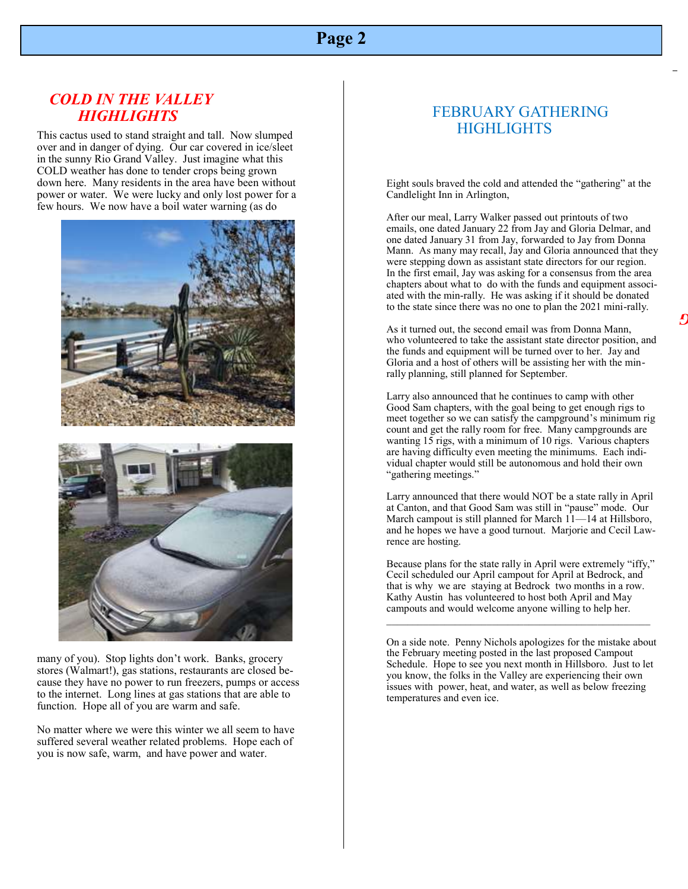## *COLD IN THE VALLEY HIGHLIGHTS*

This cactus used to stand straight and tall. Now slumped over and in danger of dying. Our car covered in ice/sleet in the sunny Rio Grand Valley. Just imagine what this COLD weather has done to tender crops being grown down here. Many residents in the area have been without power or water. We were lucky and only lost power for a few hours. We now have a boil water warning (as do many of you). Stop lights don't work. Banks, grocery stores (Walmart!), gas stations, restaurants are closed because they have no power to run freezers, pumps or access to the internet. Long lines at gas stations that are able to function. Hope all of you are warm and safe.

No matter where we were this winter we all seem to have suffered several weather related problems. Hope each of you is now safe, warm, and have power and water.

## FEBRUARY GATHERING HIGHLIGHTS

Eight souls braved the cold and attended the "gathering" at the Candlelight Inn in Arlington,

After our meal, Larry Walker passed out printouts of two emails, one dated January 22 from Jay and Gloria Delmar, and one dated January 31 from Jay, forwarded to Jay from Donna Mann. As many may recall, Jay and Gloria announced that they were stepping down as assistant state directors for our region. In the first email, Jay was asking for a consensus from the area chapters about what to do with the funds and equipment associated with the min-rally. He was asking if it should be donated to the state since there was no one to plan the 2021 mini-rally.

As it turned out, the second email was from Donna Mann, who volunteered to take the assistant state director position, and the funds and equipment will be turned over to her. Jay and Gloria and a host of others will be assisting her with the min-rally planning, still planned for September.

Larry also announced that he continues to camp with other Good Sam chapters, with the goal being to get enough rigs to meet together so we can satisfy the campground's minimum rig count and get the rally room for free. Many campgrounds are wanting 15 rigs, with a minimum of 10 rigs. Various chapters are having difficulty even meeting the minimums. Each individual chapter would still be autonomous and hold their own "gathering meetings."

Larry announced that there would NOT be a state rally in April at Canton, and that Good Sam was still in "pause" mode. Our March campout is still planned for March 11—14 at Hillsboro, and he hopes we have a good turnout. Marjorie and Cecil Lawrence are hosting.

Because plans for the state rally in April were extremely "iffy," Cecil scheduled our April campout for April at Bedrock, and that is why we are staying at Bedrock two months in a row. Kathy Austin has volunteered to host both April and May campouts and would welcome anyone willing to help her.

---

On a side note. Penny Nichols apologizes for the mistake about the February meeting posted in the last proposed Campout Schedule. Hope to see you next month in Hillsboro. Just to let you know, the folks in the Valley are experiencing their own issues with power, heat, and water, as well as below freezing temperatures and even ice.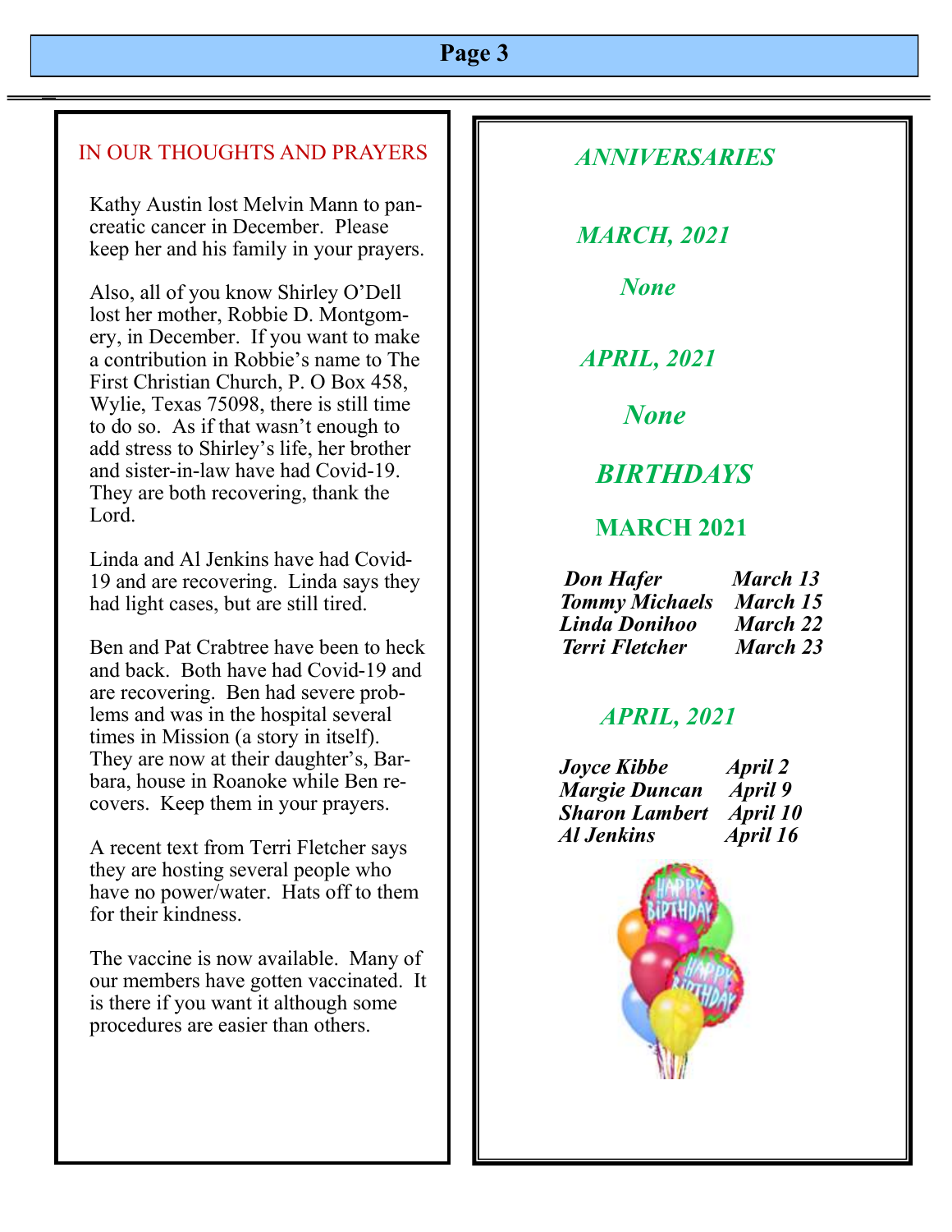## IN OUR THOUGHTS AND PRAYERS

Kathy Austin lost Melvin Mann to pancreatic cancer in December. Please keep her and his family in your prayers.

Also, all of you know Shirley O'Dell lost her mother, Robbie D. Montgomery, in December. If you want to make a contribution in Robbie's name to The First Christian Church, P. O Box 458, Wylie, Texas 75098, there is still time to do so. As if that wasn't enough to add stress to Shirley's life, her brother and sister-in-law have had Covid-19. They are both recovering, thank the Lord.

Linda and Al Jenkins have had Covid-19 and are recovering. Linda says they had light cases, but are still tired.

Ben and Pat Crabtree have been to heck and back. Both have had Covid-19 and are recovering. Ben had severe problems and was in the hospital several times in Mission (a story in itself). They are now at their daughter's, Barbara, house in Roanoke while Ben recovers. Keep them in your prayers.

A recent text from Terri Fletcher says they are hosting several people who have no power/water. Hats off to them for their kindness.

The vaccine is now available. Many of our members have gotten vaccinated. It is there if you want it although some procedures are easier than others.

## *ANNIVERSARIES*

### *MARCH, 2021*

*None*

### *APRIL, 2021*

*None*

## *BIRTHDAYS*

### MARCH 2021

| | |
|---|---|
| ***Don Hafer*** | ***March 13*** |
| ***Tommy Michaels*** | ***March 15*** |
| ***Linda Donihoo*** | ***March 22*** |
| ***Terri Fletcher*** | ***March 23*** |

### *APRIL, 2021*

| | |
|---|---|
| ***Joyce Kibbe*** | ***April 2*** |
| ***Margie Duncan*** | ***April 9*** |
| ***Sharon Lambert*** | ***April 10*** |
| ***Al Jenkins*** | ***April 16*** |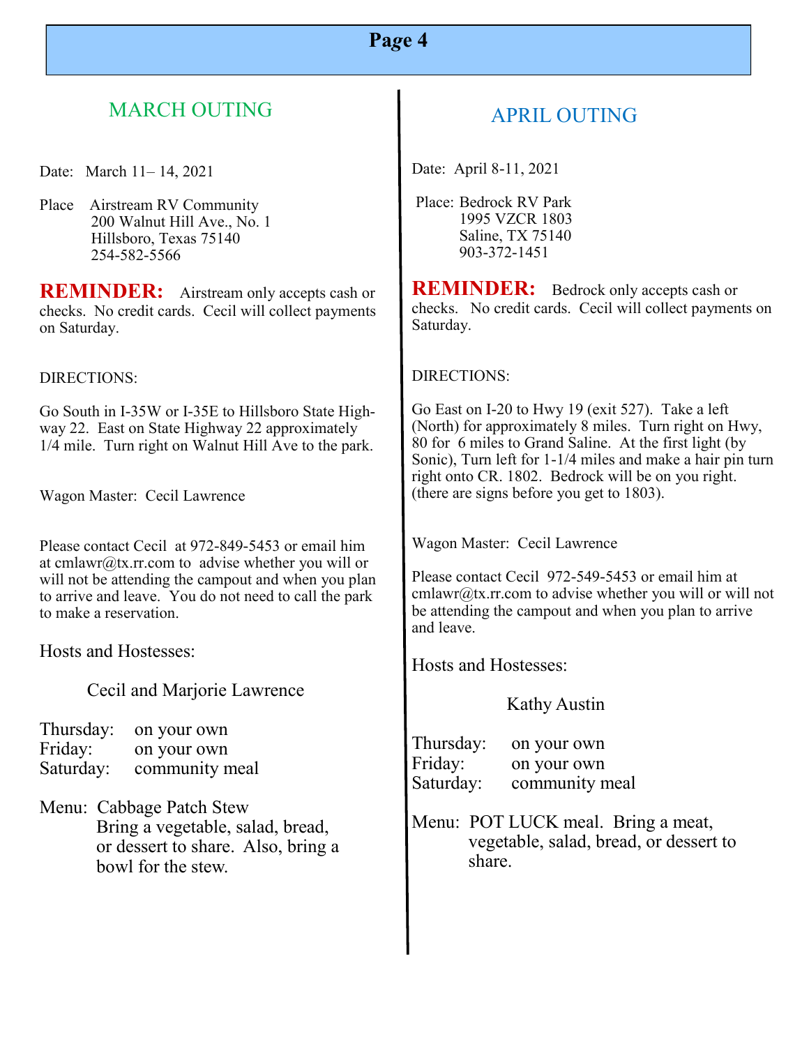## MARCH OUTING

Date: March 11– 14, 2021

Place Airstream RV Community
200 Walnut Hill Ave., No. 1
Hillsboro, Texas 75140
254-582-5566

**REMINDER:** Airstream only accepts cash or checks. No credit cards. Cecil will collect payments on Saturday.

DIRECTIONS:

Go South in I-35W or I-35E to Hillsboro State Highway 22. East on State Highway 22 approximately 1/4 mile. Turn right on Walnut Hill Ave to the park.

Wagon Master: Cecil Lawrence

Please contact Cecil at 972-849-5453 or email him at cmlawr@tx.rr.com to advise whether you will or will not be attending the campout and when you plan to arrive and leave. You do not need to call the park to make a reservation.

Hosts and Hostesses:

Cecil and Marjorie Lawrence

Thursday: on your own
Friday: on your own
Saturday: community meal

Menu: Cabbage Patch Stew
Bring a vegetable, salad, bread, or dessert to share. Also, bring a bowl for the stew.

## APRIL OUTING

Date: April 8-11, 2021

Place: Bedrock RV Park
1995 VZCR 1803
Saline, TX 75140
903-372-1451

**REMINDER:** Bedrock only accepts cash or checks. No credit cards. Cecil will collect payments on Saturday.

DIRECTIONS:

Go East on I-20 to Hwy 19 (exit 527). Take a left (North) for approximately 8 miles. Turn right on Hwy, 80 for 6 miles to Grand Saline. At the first light (by Sonic), Turn left for 1-1/4 miles and make a hair pin turn right onto CR. 1802. Bedrock will be on you right. (there are signs before you get to 1803).

Wagon Master: Cecil Lawrence

Please contact Cecil 972-549-5453 or email him at cmlawr@tx.rr.com to advise whether you will or will not be attending the campout and when you plan to arrive and leave.

Hosts and Hostesses:

Kathy Austin

Thursday: on your own
Friday: on your own
Saturday: community meal

Menu: POT LUCK meal. Bring a meat, vegetable, salad, bread, or dessert to share.